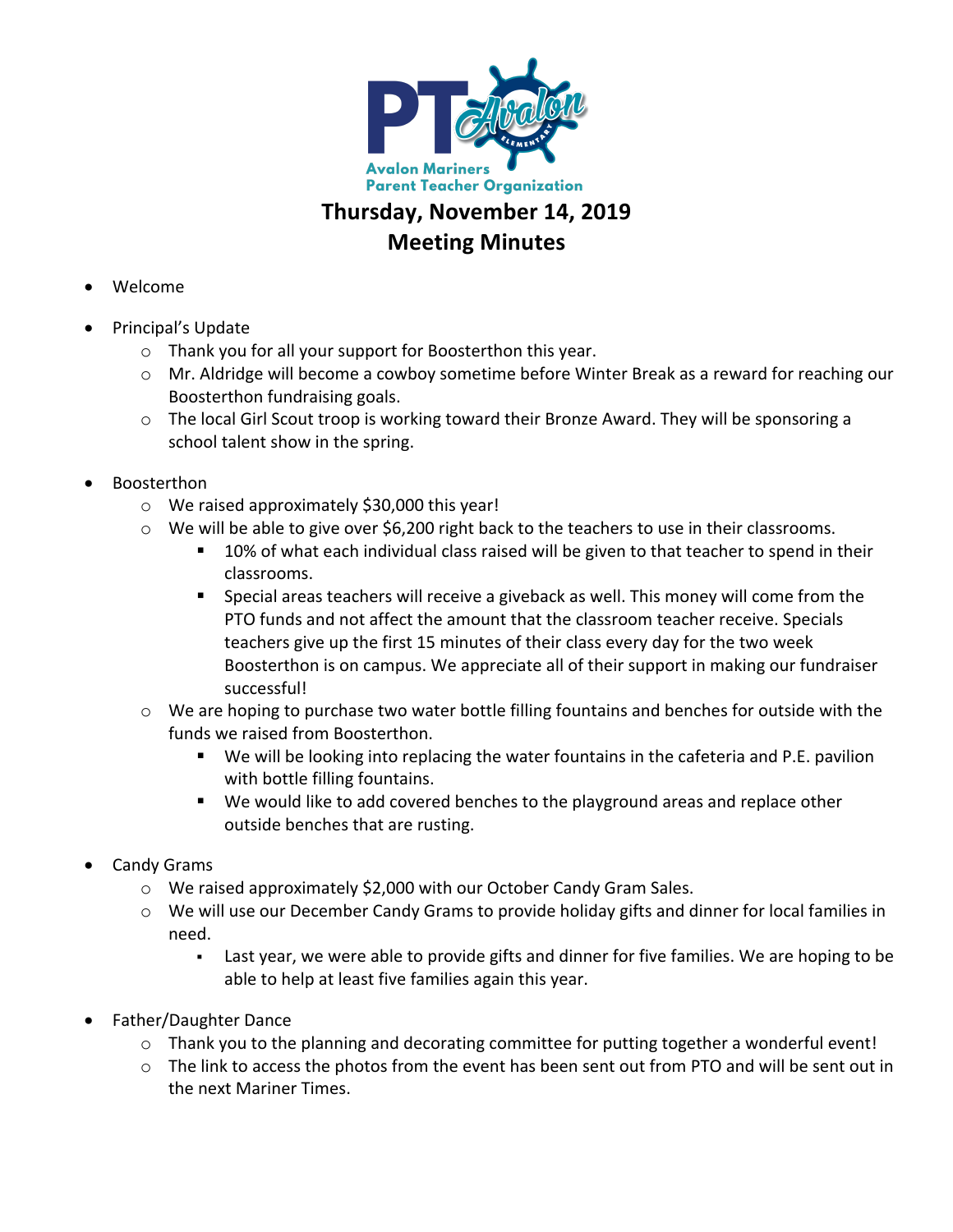Avalon Mariners
Parent Teacher Organization

# Thursday, November 14, 2019
# Meeting Minutes

- Welcome

- Principal's Update
  - Thank you for all your support for Boosterthon this year.
  - Mr. Aldridge will become a cowboy sometime before Winter Break as a reward for reaching our Boosterthon fundraising goals.
  - The local Girl Scout troop is working toward their Bronze Award. They will be sponsoring a school talent show in the spring.

- Boosterthon
  - We raised approximately $30,000 this year!
  - We will be able to give over $6,200 right back to the teachers to use in their classrooms.
    - 10% of what each individual class raised will be given to that teacher to spend in their classrooms.
    - Special areas teachers will receive a giveback as well. This money will come from the PTO funds and not affect the amount that the classroom teacher receive. Specials teachers give up the first 15 minutes of their class every day for the two week Boosterthon is on campus. We appreciate all of their support in making our fundraiser successful!
  - We are hoping to purchase two water bottle filling fountains and benches for outside with the funds we raised from Boosterthon.
    - We will be looking into replacing the water fountains in the cafeteria and P.E. pavilion with bottle filling fountains.
    - We would like to add covered benches to the playground areas and replace other outside benches that are rusting.

- Candy Grams
  - We raised approximately $2,000 with our October Candy Gram Sales.
  - We will use our December Candy Grams to provide holiday gifts and dinner for local families in need.
    - Last year, we were able to provide gifts and dinner for five families. We are hoping to be able to help at least five families again this year.

- Father/Daughter Dance
  - Thank you to the planning and decorating committee for putting together a wonderful event!
  - The link to access the photos from the event has been sent out from PTO and will be sent out in the next Mariner Times.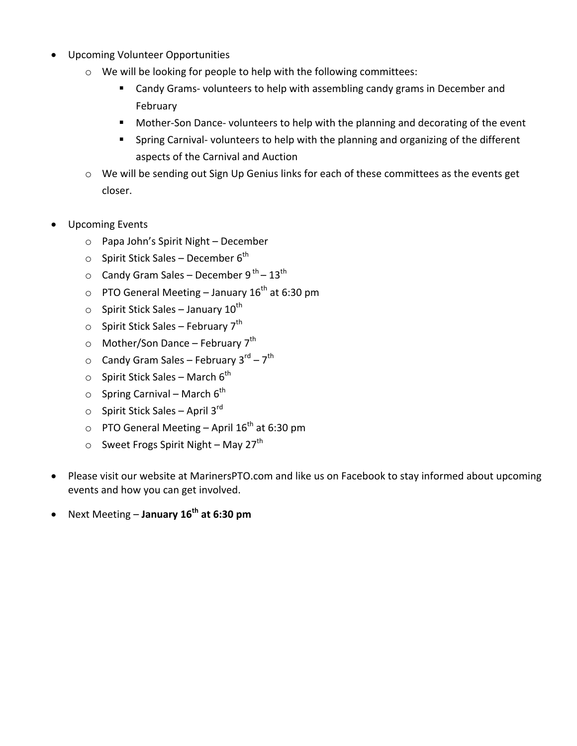- Upcoming Volunteer Opportunities
  - We will be looking for people to help with the following committees:
    - Candy Grams- volunteers to help with assembling candy grams in December and February
    - Mother-Son Dance- volunteers to help with the planning and decorating of the event
    - Spring Carnival- volunteers to help with the planning and organizing of the different aspects of the Carnival and Auction
  - We will be sending out Sign Up Genius links for each of these committees as the events get closer.

- Upcoming Events
  - Papa John's Spirit Night – December
  - Spirit Stick Sales – December 6th
  - Candy Gram Sales – December 9th – 13th
  - PTO General Meeting – January 16th at 6:30 pm
  - Spirit Stick Sales – January 10th
  - Spirit Stick Sales – February 7th
  - Mother/Son Dance – February 7th
  - Candy Gram Sales – February 3rd – 7th
  - Spirit Stick Sales – March 6th
  - Spring Carnival – March 6th
  - Spirit Stick Sales – April 3rd
  - PTO General Meeting – April 16th at 6:30 pm
  - Sweet Frogs Spirit Night – May 27th

- Please visit our website at MarinersPTO.com and like us on Facebook to stay informed about upcoming events and how you can get involved.

- Next Meeting – **January 16th at 6:30 pm**